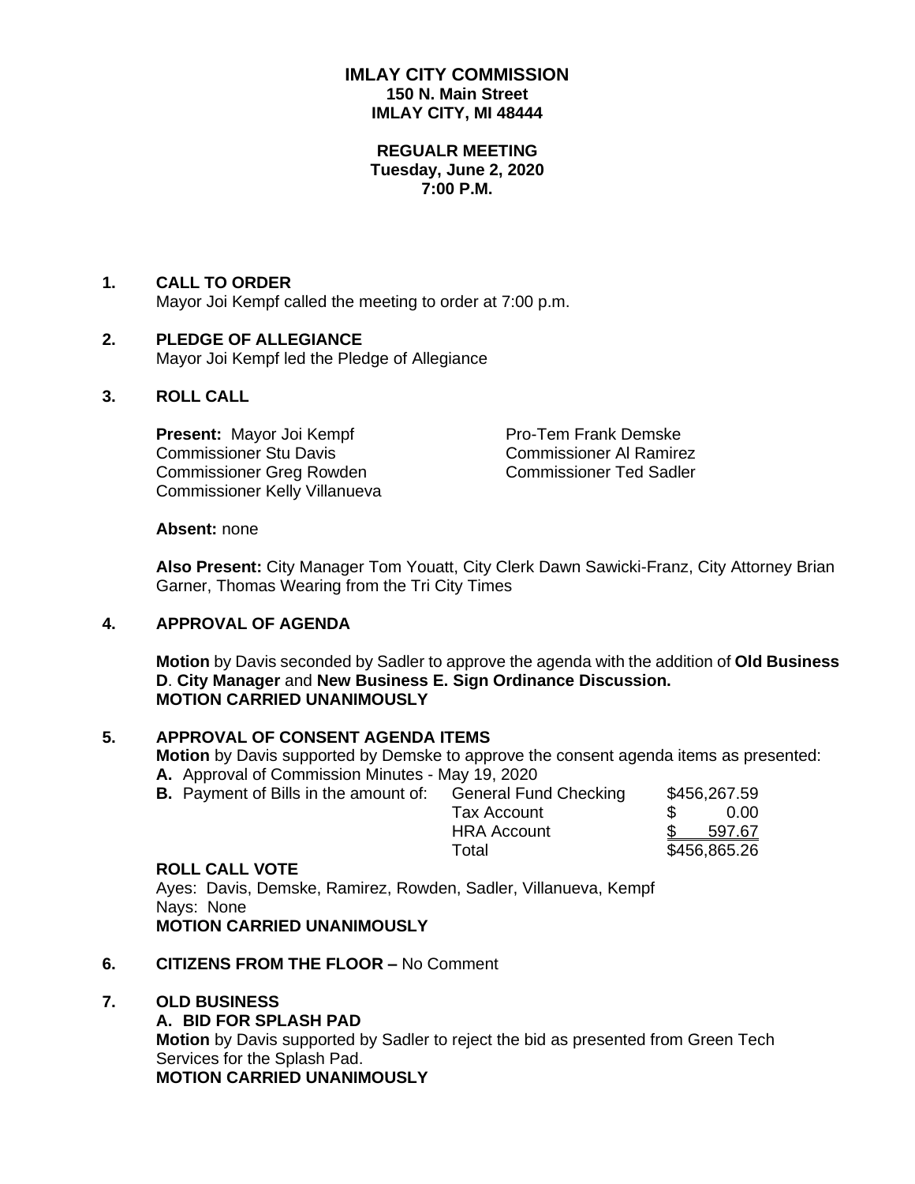# IMLAY CITY COMMISSION
**150 N. Main Street**
**IMLAY CITY, MI 48444**

**REGUALR MEETING**
**Tuesday, June 2, 2020**
**7:00 P.M.**

**1. CALL TO ORDER**
Mayor Joi Kempf called the meeting to order at 7:00 p.m.

**2. PLEDGE OF ALLEGIANCE**
Mayor Joi Kempf led the Pledge of Allegiance

**3. ROLL CALL**

**Present:** Mayor Joi Kempf
Pro-Tem Frank Demske
Commissioner Stu Davis
Commissioner Al Ramirez
Commissioner Greg Rowden
Commissioner Ted Sadler
Commissioner Kelly Villanueva

**Absent:** none

**Also Present:** City Manager Tom Youatt, City Clerk Dawn Sawicki-Franz, City Attorney Brian Garner, Thomas Wearing from the Tri City Times

**4. APPROVAL OF AGENDA**

**Motion** by Davis seconded by Sadler to approve the agenda with the addition of **Old Business D**. **City Manager** and **New Business E. Sign Ordinance Discussion.**
**MOTION CARRIED UNANIMOUSLY**

**5. APPROVAL OF CONSENT AGENDA ITEMS**
**Motion** by Davis supported by Demske to approve the consent agenda items as presented:
**A.** Approval of Commission Minutes - May 19, 2020
**B.** Payment of Bills in the amount of:

| | |
|---|---|
| General Fund Checking | $456,267.59 |
| Tax Account | $ 0.00 |
| HRA Account | $ 597.67 |
| Total | $456,865.26 |

**ROLL CALL VOTE**
Ayes: Davis, Demske, Ramirez, Rowden, Sadler, Villanueva, Kempf
Nays: None
**MOTION CARRIED UNANIMOUSLY**

**6. CITIZENS FROM THE FLOOR –** No Comment

**7. OLD BUSINESS**
**A. BID FOR SPLASH PAD**
**Motion** by Davis supported by Sadler to reject the bid as presented from Green Tech Services for the Splash Pad.
**MOTION CARRIED UNANIMOUSLY**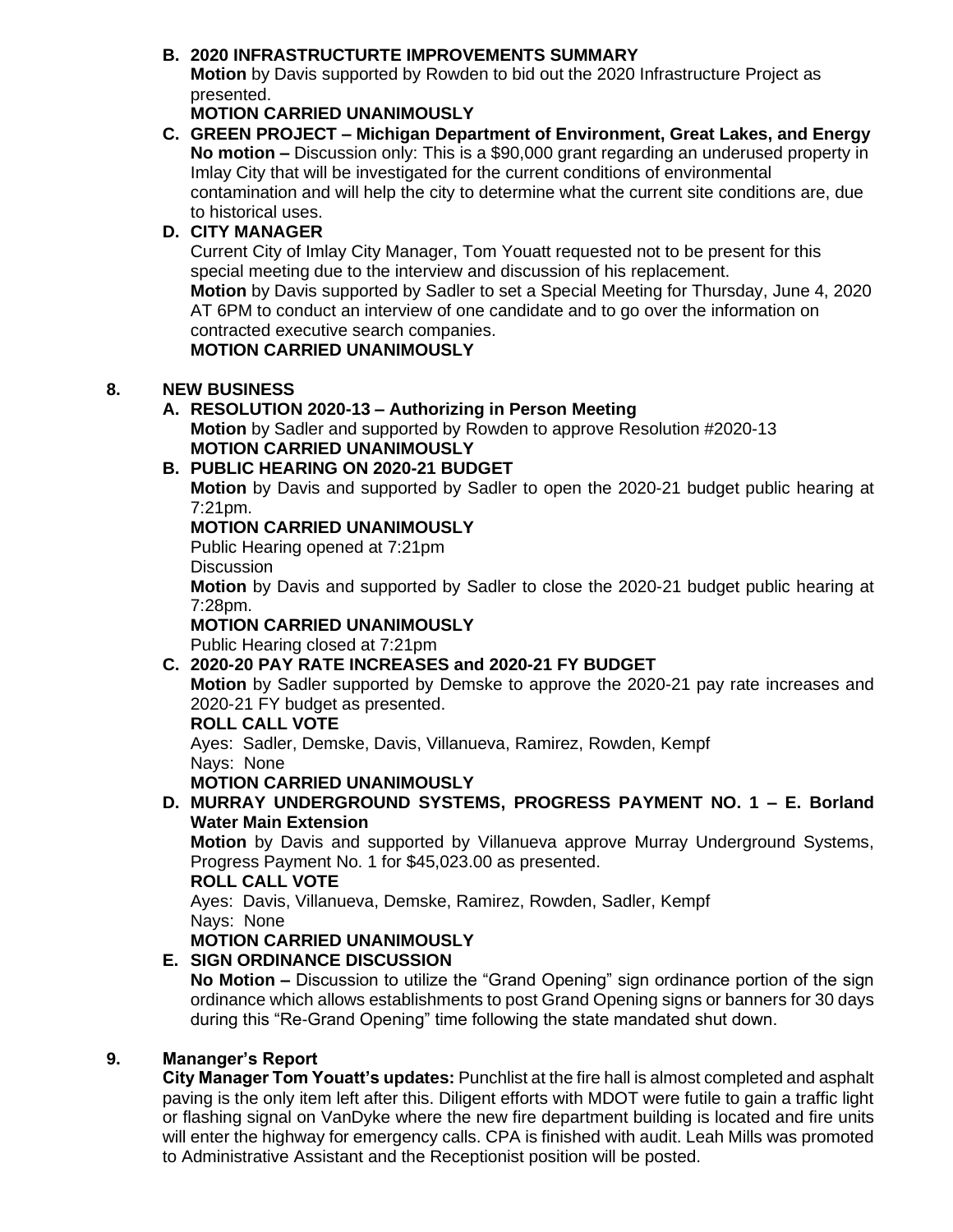**B. 2020 INFRASTRUCTURTE IMPROVEMENTS SUMMARY**

**Motion** by Davis supported by Rowden to bid out the 2020 Infrastructure Project as presented.

**MOTION CARRIED UNANIMOUSLY**

**C. GREEN PROJECT – Michigan Department of Environment, Great Lakes, and Energy**

**No motion –** Discussion only: This is a $90,000 grant regarding an underused property in Imlay City that will be investigated for the current conditions of environmental contamination and will help the city to determine what the current site conditions are, due to historical uses.

**D. CITY MANAGER**

Current City of Imlay City Manager, Tom Youatt requested not to be present for this special meeting due to the interview and discussion of his replacement.

**Motion** by Davis supported by Sadler to set a Special Meeting for Thursday, June 4, 2020 AT 6PM to conduct an interview of one candidate and to go over the information on contracted executive search companies.

**MOTION CARRIED UNANIMOUSLY**

## 8. NEW BUSINESS

**A. RESOLUTION 2020-13 – Authorizing in Person Meeting**

**Motion** by Sadler and supported by Rowden to approve Resolution #2020-13

**MOTION CARRIED UNANIMOUSLY**

**B. PUBLIC HEARING ON 2020-21 BUDGET**

**Motion** by Davis and supported by Sadler to open the 2020-21 budget public hearing at 7:21pm.

**MOTION CARRIED UNANIMOUSLY**

Public Hearing opened at 7:21pm

Discussion

**Motion** by Davis and supported by Sadler to close the 2020-21 budget public hearing at 7:28pm.

**MOTION CARRIED UNANIMOUSLY**

Public Hearing closed at 7:21pm

**C. 2020-20 PAY RATE INCREASES and 2020-21 FY BUDGET**

**Motion** by Sadler supported by Demske to approve the 2020-21 pay rate increases and 2020-21 FY budget as presented.

**ROLL CALL VOTE**

Ayes: Sadler, Demske, Davis, Villanueva, Ramirez, Rowden, Kempf

Nays: None

**MOTION CARRIED UNANIMOUSLY**

**D. MURRAY UNDERGROUND SYSTEMS, PROGRESS PAYMENT NO. 1 – E. Borland Water Main Extension**

**Motion** by Davis and supported by Villanueva approve Murray Underground Systems, Progress Payment No. 1 for $45,023.00 as presented.

**ROLL CALL VOTE**

Ayes: Davis, Villanueva, Demske, Ramirez, Rowden, Sadler, Kempf

Nays: None

**MOTION CARRIED UNANIMOUSLY**

**E. SIGN ORDINANCE DISCUSSION**

**No Motion –** Discussion to utilize the "Grand Opening" sign ordinance portion of the sign ordinance which allows establishments to post Grand Opening signs or banners for 30 days during this "Re-Grand Opening" time following the state mandated shut down.

## 9. Mananger's Report

**City Manager Tom Youatt's updates:** Punchlist at the fire hall is almost completed and asphalt paving is the only item left after this. Diligent efforts with MDOT were futile to gain a traffic light or flashing signal on VanDyke where the new fire department building is located and fire units will enter the highway for emergency calls. CPA is finished with audit. Leah Mills was promoted to Administrative Assistant and the Receptionist position will be posted.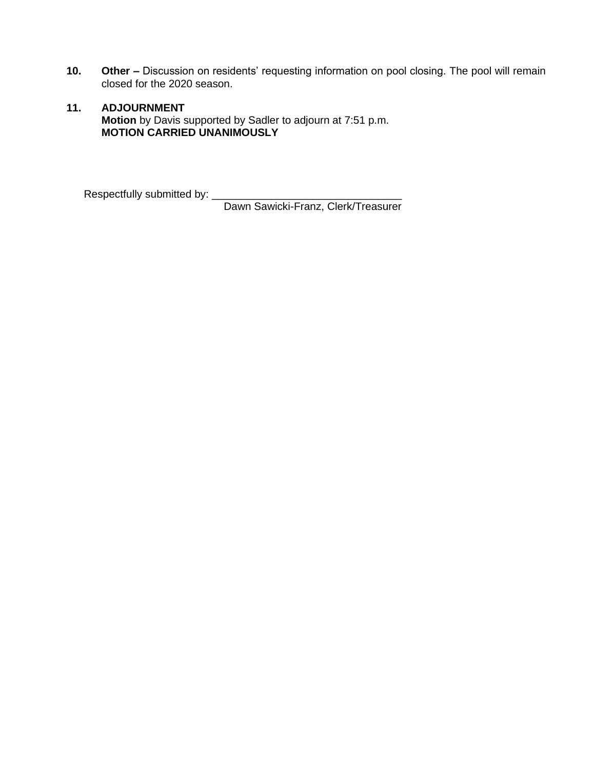**10.** **Other –** Discussion on residents' requesting information on pool closing. The pool will remain closed for the 2020 season.

**11.** **ADJOURNMENT**
**Motion** by Davis supported by Sadler to adjourn at 7:51 p.m.
**MOTION CARRIED UNANIMOUSLY**

Respectfully submitted by: ________________________________
Dawn Sawicki-Franz, Clerk/Treasurer